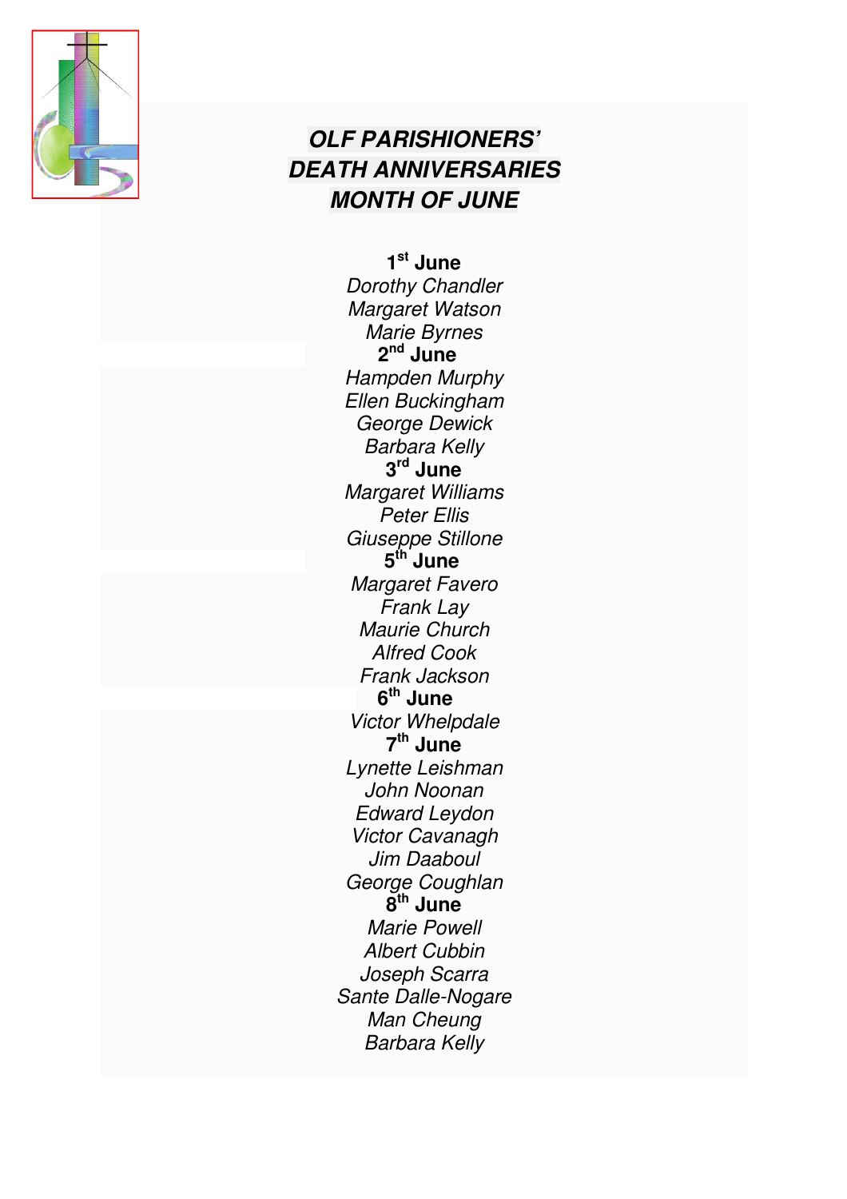# *OLF PARISHIONERS' DEATH ANNIVERSARIES MONTH OF JUNE*

**1st June**

*Dorothy Chandler*
*Margaret Watson*
*Marie Byrnes*

**2nd June**

*Hampden Murphy*
*Ellen Buckingham*
*George Dewick*
*Barbara Kelly*

**3rd June**

*Margaret Williams*
*Peter Ellis*
*Giuseppe Stillone*

**5th June**

*Margaret Favero*
*Frank Lay*
*Maurie Church*
*Alfred Cook*
*Frank Jackson*

**6th June**

*Victor Whelpdale*

**7th June**

*Lynette Leishman*
*John Noonan*
*Edward Leydon*
*Victor Cavanagh*
*Jim Daaboul*
*George Coughlan*

**8th June**

*Marie Powell*
*Albert Cubbin*
*Joseph Scarra*
*Sante Dalle-Nogare*
*Man Cheung*
*Barbara Kelly*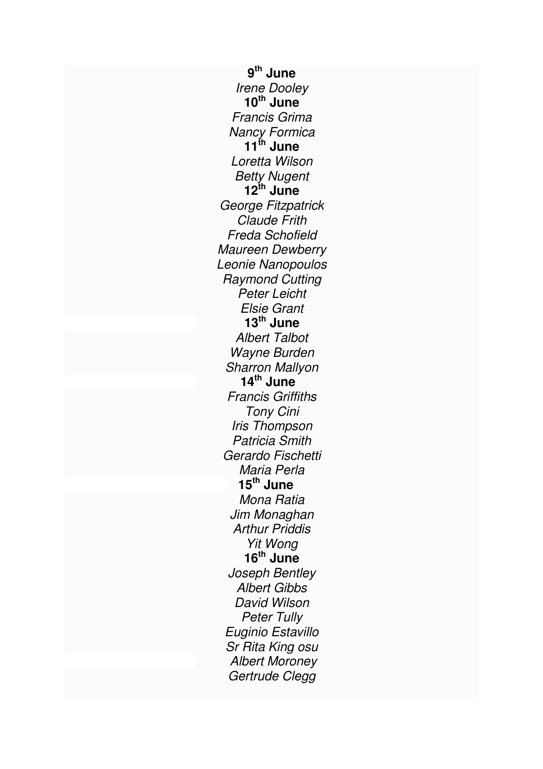**9th June**

*Irene Dooley*

**10th June**

*Francis Grima*
*Nancy Formica*

**11th June**

*Loretta Wilson*
*Betty Nugent*

**12th June**

*George Fitzpatrick*
*Claude Frith*
*Freda Schofield*
*Maureen Dewberry*
*Leonie Nanopoulos*
*Raymond Cutting*
*Peter Leicht*
*Elsie Grant*

**13th June**

*Albert Talbot*
*Wayne Burden*
*Sharron Mallyon*

**14th June**

*Francis Griffiths*
*Tony Cini*
*Iris Thompson*
*Patricia Smith*
*Gerardo Fischetti*
*Maria Perla*

**15th June**

*Mona Ratia*
*Jim Monaghan*
*Arthur Priddis*
*Yit Wong*

**16th June**

*Joseph Bentley*
*Albert Gibbs*
*David Wilson*
*Peter Tully*
*Euginio Estavillo*
*Sr Rita King osu*
*Albert Moroney*
*Gertrude Clegg*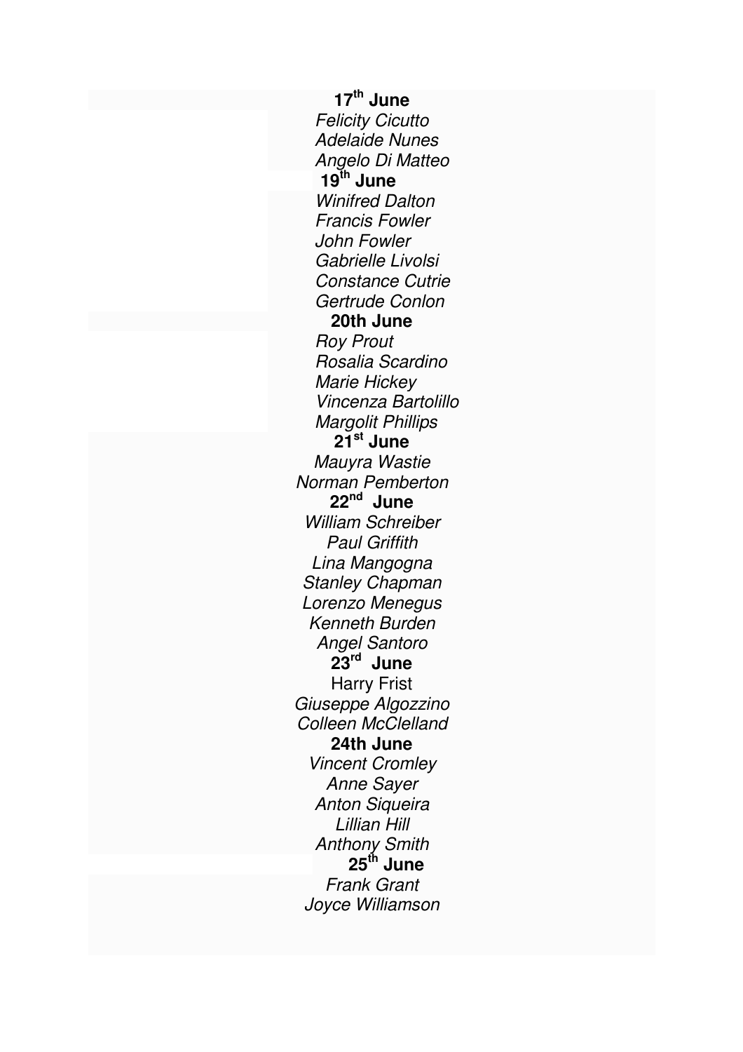**17th June**

*Felicity Cicutto*
*Adelaide Nunes*
*Angelo Di Matteo*

**19th June**

*Winifred Dalton*
*Francis Fowler*
*John Fowler*
*Gabrielle Livolsi*
*Constance Cutrie*
*Gertrude Conlon*

**20th June**

*Roy Prout*
*Rosalia Scardino*
*Marie Hickey*
*Vincenza Bartolillo*
*Margolit Phillips*

**21st June**

*Mauyra Wastie*
*Norman Pemberton*

**22nd June**

*William Schreiber*
*Paul Griffith*
*Lina Mangogna*
*Stanley Chapman*
*Lorenzo Menegus*
*Kenneth Burden*
*Angel Santoro*

**23rd June**

Harry Frist
*Giuseppe Algozzino*
*Colleen McClelland*

**24th June**

*Vincent Cromley*
*Anne Sayer*
*Anton Siqueira*
*Lillian Hill*
*Anthony Smith*

**25th June**

*Frank Grant*
*Joyce Williamson*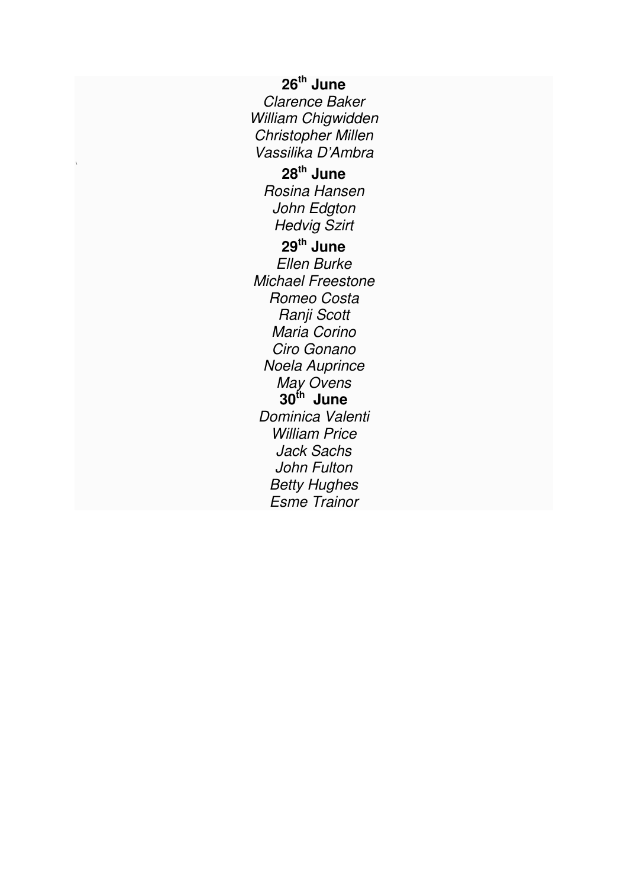**26th June**

*Clarence Baker*
*William Chigwidden*
*Christopher Millen*
*Vassilika D'Ambra*

**28th June**

*Rosina Hansen*
*John Edgton*
*Hedvig Szirt*

**29th June**

*Ellen Burke*
*Michael Freestone*
*Romeo Costa*
*Ranji Scott*
*Maria Corino*
*Ciro Gonano*
*Noela Auprince*
*May Ovens*

**30th June**

*Dominica Valenti*
*William Price*
*Jack Sachs*
*John Fulton*
*Betty Hughes*
*Esme Trainor*